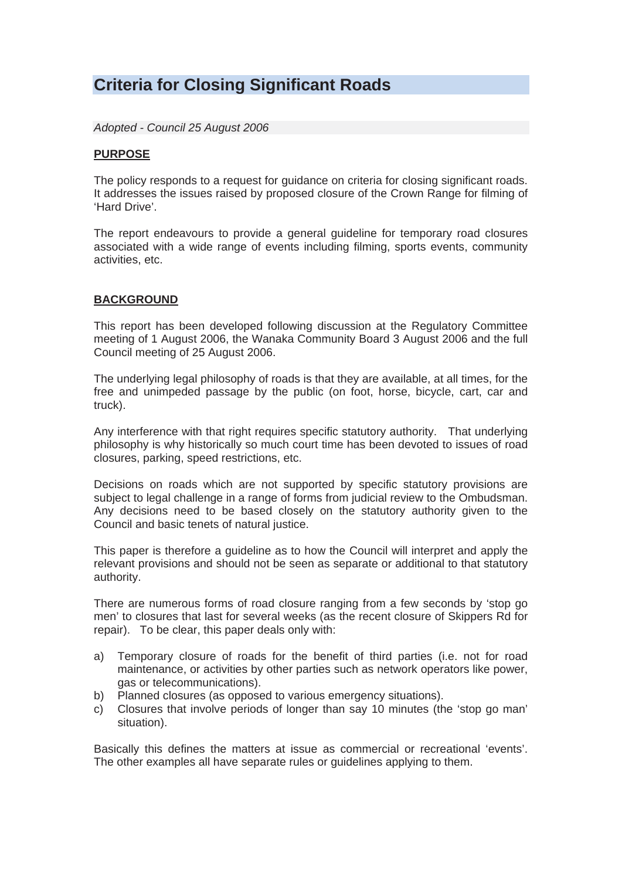# Criteria for Closing Significant Roads

*Adopted - Council 25 August 2006*

## PURPOSE

The policy responds to a request for guidance on criteria for closing significant roads. It addresses the issues raised by proposed closure of the Crown Range for filming of 'Hard Drive'.

The report endeavours to provide a general guideline for temporary road closures associated with a wide range of events including filming, sports events, community activities, etc.

## BACKGROUND

This report has been developed following discussion at the Regulatory Committee meeting of 1 August 2006, the Wanaka Community Board 3 August 2006 and the full Council meeting of 25 August 2006.

The underlying legal philosophy of roads is that they are available, at all times, for the free and unimpeded passage by the public (on foot, horse, bicycle, cart, car and truck).

Any interference with that right requires specific statutory authority. That underlying philosophy is why historically so much court time has been devoted to issues of road closures, parking, speed restrictions, etc.

Decisions on roads which are not supported by specific statutory provisions are subject to legal challenge in a range of forms from judicial review to the Ombudsman. Any decisions need to be based closely on the statutory authority given to the Council and basic tenets of natural justice.

This paper is therefore a guideline as to how the Council will interpret and apply the relevant provisions and should not be seen as separate or additional to that statutory authority.

There are numerous forms of road closure ranging from a few seconds by 'stop go men' to closures that last for several weeks (as the recent closure of Skippers Rd for repair). To be clear, this paper deals only with:

a) Temporary closure of roads for the benefit of third parties (i.e. not for road maintenance, or activities by other parties such as network operators like power, gas or telecommunications).
b) Planned closures (as opposed to various emergency situations).
c) Closures that involve periods of longer than say 10 minutes (the 'stop go man' situation).

Basically this defines the matters at issue as commercial or recreational 'events'. The other examples all have separate rules or guidelines applying to them.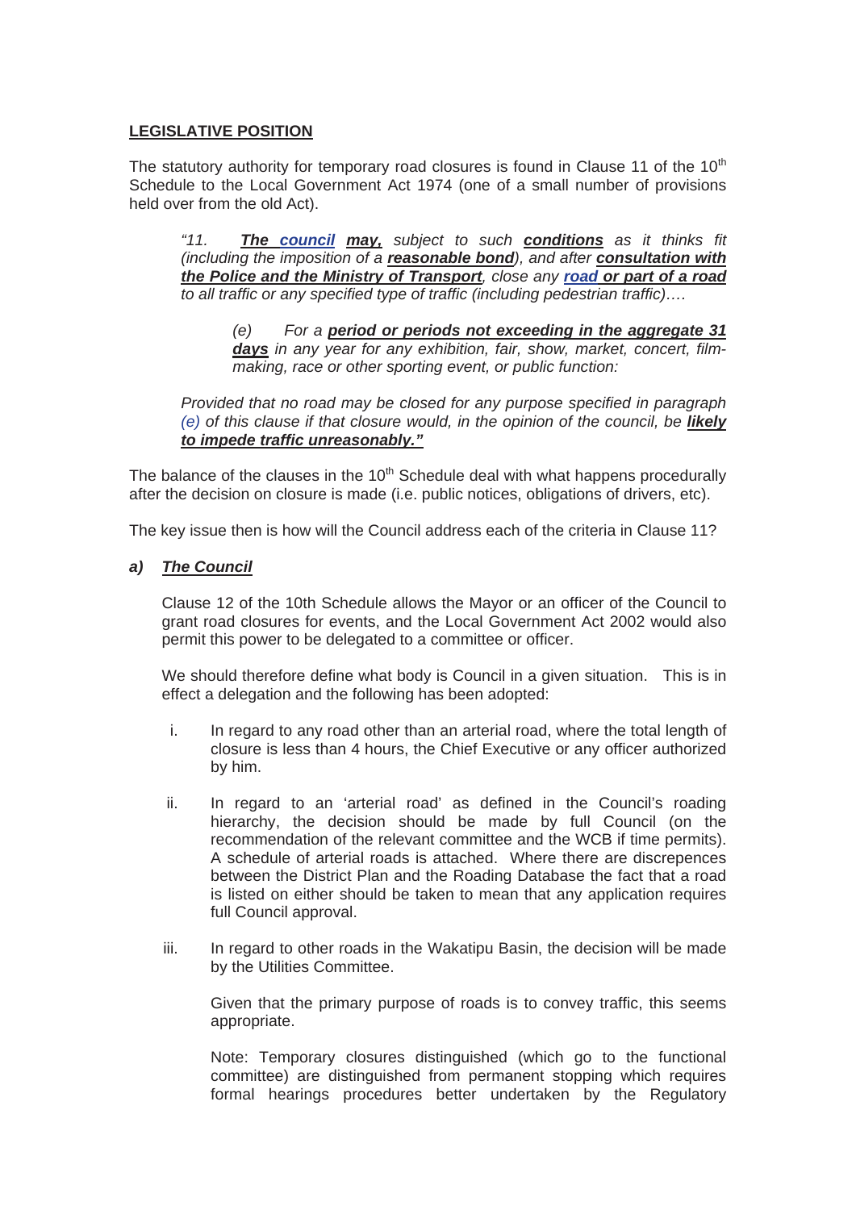## **LEGISLATIVE POSITION**

The statutory authority for temporary road closures is found in Clause 11 of the 10th Schedule to the Local Government Act 1974 (one of a small number of provisions held over from the old Act).

> *"11. **The council may,** subject to such **conditions** as it thinks fit (including the imposition of a **reasonable bond**), and after **consultation with the Police and the Ministry of Transport**, close any **road or part of a road** to all traffic or any specified type of traffic (including pedestrian traffic)….*
>
> > *(e) For a **period or periods not exceeding in the aggregate 31 days** in any year for any exhibition, fair, show, market, concert, film-making, race or other sporting event, or public function:*
>
> *Provided that no road may be closed for any purpose specified in paragraph (e) of this clause if that closure would, in the opinion of the council, be **likely to impede traffic unreasonably."***

The balance of the clauses in the 10th Schedule deal with what happens procedurally after the decision on closure is made (i.e. public notices, obligations of drivers, etc).

The key issue then is how will the Council address each of the criteria in Clause 11?

### ***a) The Council***

Clause 12 of the 10th Schedule allows the Mayor or an officer of the Council to grant road closures for events, and the Local Government Act 2002 would also permit this power to be delegated to a committee or officer.

We should therefore define what body is Council in a given situation. This is in effect a delegation and the following has been adopted:

i. In regard to any road other than an arterial road, where the total length of closure is less than 4 hours, the Chief Executive or any officer authorized by him.

ii. In regard to an 'arterial road' as defined in the Council's roading hierarchy, the decision should be made by full Council (on the recommendation of the relevant committee and the WCB if time permits). A schedule of arterial roads is attached. Where there are discrepences between the District Plan and the Roading Database the fact that a road is listed on either should be taken to mean that any application requires full Council approval.

iii. In regard to other roads in the Wakatipu Basin, the decision will be made by the Utilities Committee.

   Given that the primary purpose of roads is to convey traffic, this seems appropriate.

   Note: Temporary closures distinguished (which go to the functional committee) are distinguished from permanent stopping which requires formal hearings procedures better undertaken by the Regulatory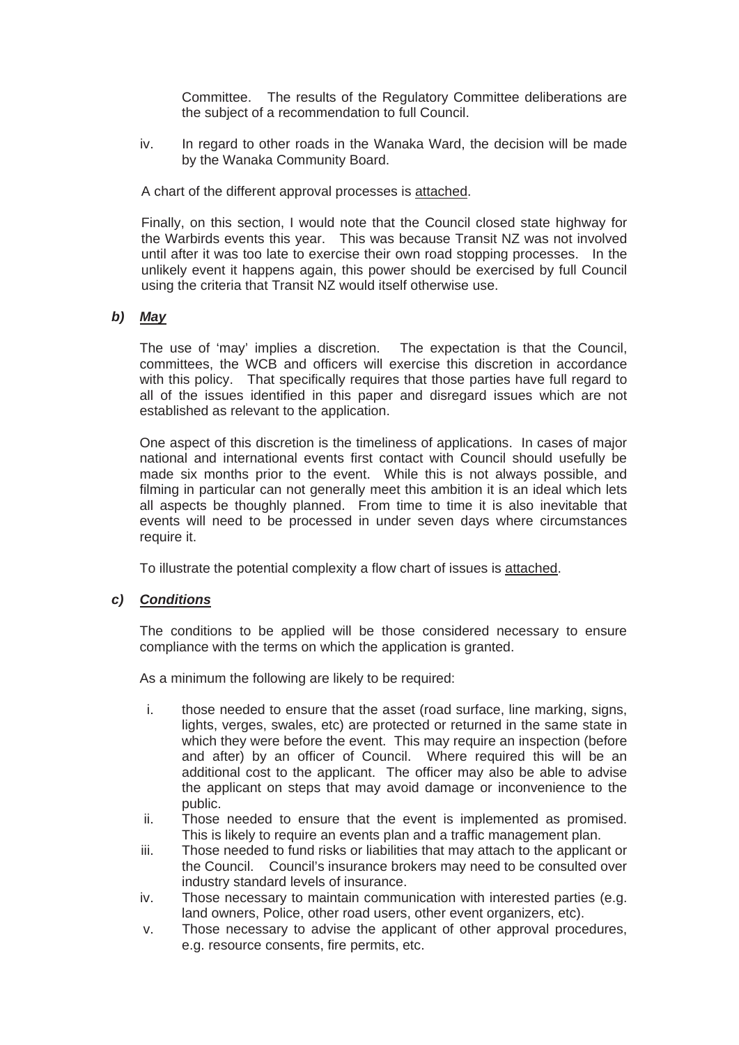Committee. The results of the Regulatory Committee deliberations are the subject of a recommendation to full Council.

iv. In regard to other roads in the Wanaka Ward, the decision will be made by the Wanaka Community Board.

A chart of the different approval processes is attached.

Finally, on this section, I would note that the Council closed state highway for the Warbirds events this year. This was because Transit NZ was not involved until after it was too late to exercise their own road stopping processes. In the unlikely event it happens again, this power should be exercised by full Council using the criteria that Transit NZ would itself otherwise use.

### ***b) May***

The use of 'may' implies a discretion. The expectation is that the Council, committees, the WCB and officers will exercise this discretion in accordance with this policy. That specifically requires that those parties have full regard to all of the issues identified in this paper and disregard issues which are not established as relevant to the application.

One aspect of this discretion is the timeliness of applications. In cases of major national and international events first contact with Council should usefully be made six months prior to the event. While this is not always possible, and filming in particular can not generally meet this ambition it is an ideal which lets all aspects be thoughly planned. From time to time it is also inevitable that events will need to be processed in under seven days where circumstances require it.

To illustrate the potential complexity a flow chart of issues is attached.

### ***c) Conditions***

The conditions to be applied will be those considered necessary to ensure compliance with the terms on which the application is granted.

As a minimum the following are likely to be required:

i. those needed to ensure that the asset (road surface, line marking, signs, lights, verges, swales, etc) are protected or returned in the same state in which they were before the event. This may require an inspection (before and after) by an officer of Council. Where required this will be an additional cost to the applicant. The officer may also be able to advise the applicant on steps that may avoid damage or inconvenience to the public.

ii. Those needed to ensure that the event is implemented as promised. This is likely to require an events plan and a traffic management plan.

iii. Those needed to fund risks or liabilities that may attach to the applicant or the Council. Council's insurance brokers may need to be consulted over industry standard levels of insurance.

iv. Those necessary to maintain communication with interested parties (e.g. land owners, Police, other road users, other event organizers, etc).

v. Those necessary to advise the applicant of other approval procedures, e.g. resource consents, fire permits, etc.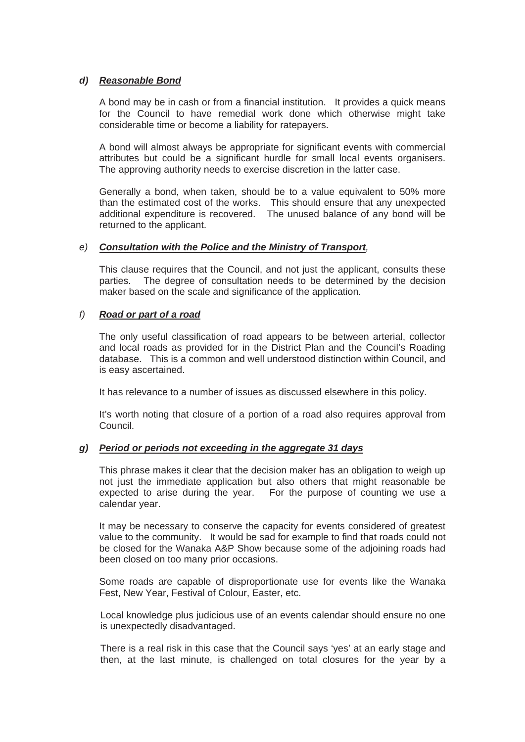***d)*** ***Reasonable Bond***

A bond may be in cash or from a financial institution. It provides a quick means for the Council to have remedial work done which otherwise might take considerable time or become a liability for ratepayers.

A bond will almost always be appropriate for significant events with commercial attributes but could be a significant hurdle for small local events organisers. The approving authority needs to exercise discretion in the latter case.

Generally a bond, when taken, should be to a value equivalent to 50% more than the estimated cost of the works. This should ensure that any unexpected additional expenditure is recovered. The unused balance of any bond will be returned to the applicant.

*e)* ***Consultation with the Police and the Ministry of Transport****,*

This clause requires that the Council, and not just the applicant, consults these parties. The degree of consultation needs to be determined by the decision maker based on the scale and significance of the application.

*f)* ***Road or part of a road***

The only useful classification of road appears to be between arterial, collector and local roads as provided for in the District Plan and the Council's Roading database. This is a common and well understood distinction within Council, and is easy ascertained.

It has relevance to a number of issues as discussed elsewhere in this policy.

It's worth noting that closure of a portion of a road also requires approval from Council.

***g)*** ***Period or periods not exceeding in the aggregate 31 days***

This phrase makes it clear that the decision maker has an obligation to weigh up not just the immediate application but also others that might reasonable be expected to arise during the year. For the purpose of counting we use a calendar year.

It may be necessary to conserve the capacity for events considered of greatest value to the community. It would be sad for example to find that roads could not be closed for the Wanaka A&P Show because some of the adjoining roads had been closed on too many prior occasions.

Some roads are capable of disproportionate use for events like the Wanaka Fest, New Year, Festival of Colour, Easter, etc.

Local knowledge plus judicious use of an events calendar should ensure no one is unexpectedly disadvantaged.

There is a real risk in this case that the Council says 'yes' at an early stage and then, at the last minute, is challenged on total closures for the year by a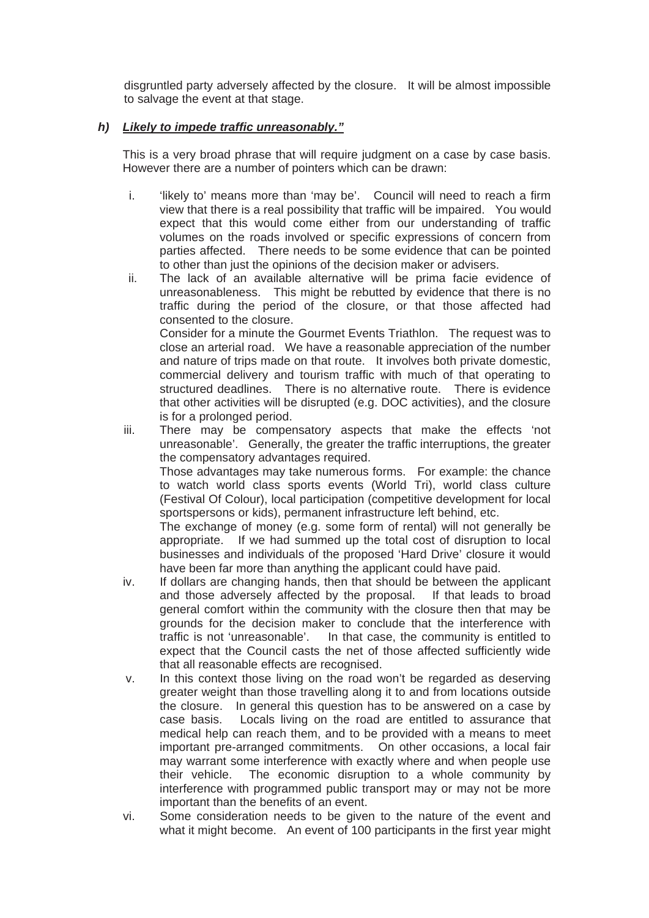disgruntled party adversely affected by the closure. It will be almost impossible to salvage the event at that stage.

***h) <u>Likely to impede traffic unreasonably."</u>***

This is a very broad phrase that will require judgment on a case by case basis. However there are a number of pointers which can be drawn:

i. 'likely to' means more than 'may be'. Council will need to reach a firm view that there is a real possibility that traffic will be impaired. You would expect that this would come either from our understanding of traffic volumes on the roads involved or specific expressions of concern from parties affected. There needs to be some evidence that can be pointed to other than just the opinions of the decision maker or advisers.

ii. The lack of an available alternative will be prima facie evidence of unreasonableness. This might be rebutted by evidence that there is no traffic during the period of the closure, or that those affected had consented to the closure.
Consider for a minute the Gourmet Events Triathlon. The request was to close an arterial road. We have a reasonable appreciation of the number and nature of trips made on that route. It involves both private domestic, commercial delivery and tourism traffic with much of that operating to structured deadlines. There is no alternative route. There is evidence that other activities will be disrupted (e.g. DOC activities), and the closure is for a prolonged period.

iii. There may be compensatory aspects that make the effects 'not unreasonable'. Generally, the greater the traffic interruptions, the greater the compensatory advantages required.
Those advantages may take numerous forms. For example: the chance to watch world class sports events (World Tri), world class culture (Festival Of Colour), local participation (competitive development for local sportspersons or kids), permanent infrastructure left behind, etc.
The exchange of money (e.g. some form of rental) will not generally be appropriate. If we had summed up the total cost of disruption to local businesses and individuals of the proposed 'Hard Drive' closure it would have been far more than anything the applicant could have paid.

iv. If dollars are changing hands, then that should be between the applicant and those adversely affected by the proposal. If that leads to broad general comfort within the community with the closure then that may be grounds for the decision maker to conclude that the interference with traffic is not 'unreasonable'. In that case, the community is entitled to expect that the Council casts the net of those affected sufficiently wide that all reasonable effects are recognised.

v. In this context those living on the road won't be regarded as deserving greater weight than those travelling along it to and from locations outside the closure. In general this question has to be answered on a case by case basis. Locals living on the road are entitled to assurance that medical help can reach them, and to be provided with a means to meet important pre-arranged commitments. On other occasions, a local fair may warrant some interference with exactly where and when people use their vehicle. The economic disruption to a whole community by interference with programmed public transport may or may not be more important than the benefits of an event.

vi. Some consideration needs to be given to the nature of the event and what it might become. An event of 100 participants in the first year might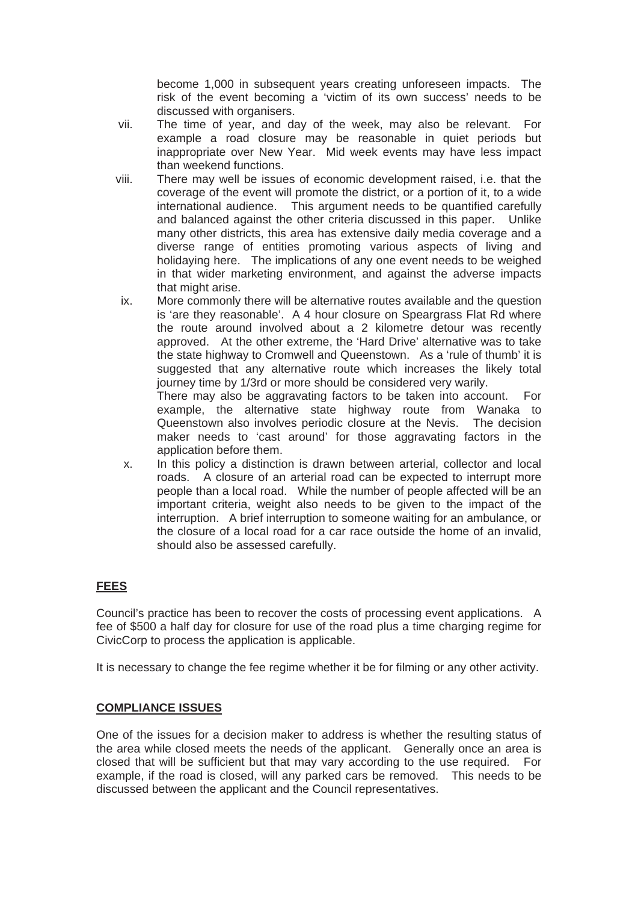become 1,000 in subsequent years creating unforeseen impacts. The risk of the event becoming a 'victim of its own success' needs to be discussed with organisers.

vii. The time of year, and day of the week, may also be relevant. For example a road closure may be reasonable in quiet periods but inappropriate over New Year. Mid week events may have less impact than weekend functions.

viii. There may well be issues of economic development raised, i.e. that the coverage of the event will promote the district, or a portion of it, to a wide international audience. This argument needs to be quantified carefully and balanced against the other criteria discussed in this paper. Unlike many other districts, this area has extensive daily media coverage and a diverse range of entities promoting various aspects of living and holidaying here. The implications of any one event needs to be weighed in that wider marketing environment, and against the adverse impacts that might arise.

ix. More commonly there will be alternative routes available and the question is 'are they reasonable'. A 4 hour closure on Speargrass Flat Rd where the route around involved about a 2 kilometre detour was recently approved. At the other extreme, the 'Hard Drive' alternative was to take the state highway to Cromwell and Queenstown. As a 'rule of thumb' it is suggested that any alternative route which increases the likely total journey time by 1/3rd or more should be considered very warily.
There may also be aggravating factors to be taken into account. For example, the alternative state highway route from Wanaka to Queenstown also involves periodic closure at the Nevis. The decision maker needs to 'cast around' for those aggravating factors in the application before them.

x. In this policy a distinction is drawn between arterial, collector and local roads. A closure of an arterial road can be expected to interrupt more people than a local road. While the number of people affected will be an important criteria, weight also needs to be given to the impact of the interruption. A brief interruption to someone waiting for an ambulance, or the closure of a local road for a car race outside the home of an invalid, should also be assessed carefully.

## FEES

Council's practice has been to recover the costs of processing event applications. A fee of $500 a half day for closure for use of the road plus a time charging regime for CivicCorp to process the application is applicable.

It is necessary to change the fee regime whether it be for filming or any other activity.

## COMPLIANCE ISSUES

One of the issues for a decision maker to address is whether the resulting status of the area while closed meets the needs of the applicant. Generally once an area is closed that will be sufficient but that may vary according to the use required. For example, if the road is closed, will any parked cars be removed. This needs to be discussed between the applicant and the Council representatives.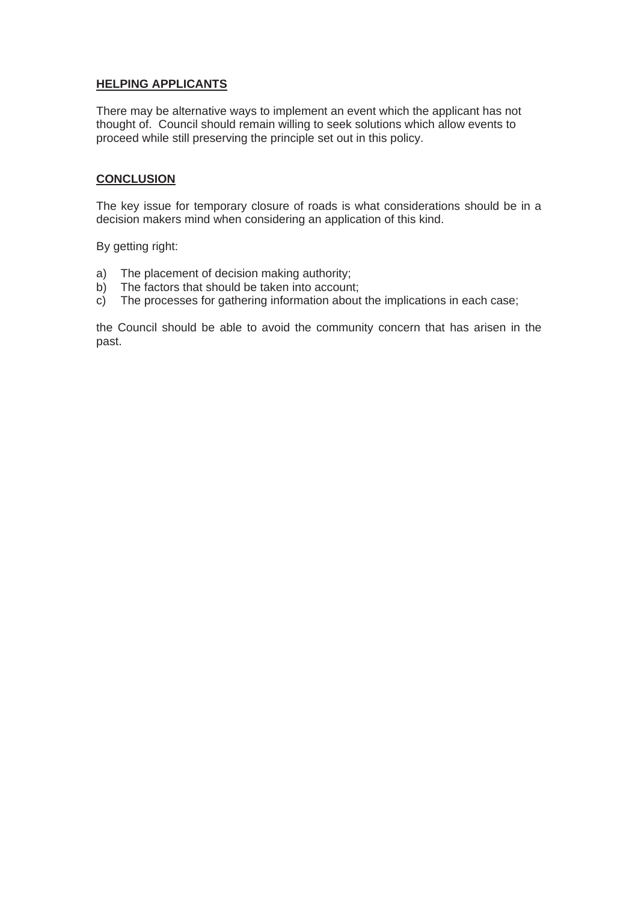## HELPING APPLICANTS

There may be alternative ways to implement an event which the applicant has not thought of. Council should remain willing to seek solutions which allow events to proceed while still preserving the principle set out in this policy.

## CONCLUSION

The key issue for temporary closure of roads is what considerations should be in a decision makers mind when considering an application of this kind.

By getting right:

a) The placement of decision making authority;
b) The factors that should be taken into account;
c) The processes for gathering information about the implications in each case;

the Council should be able to avoid the community concern that has arisen in the past.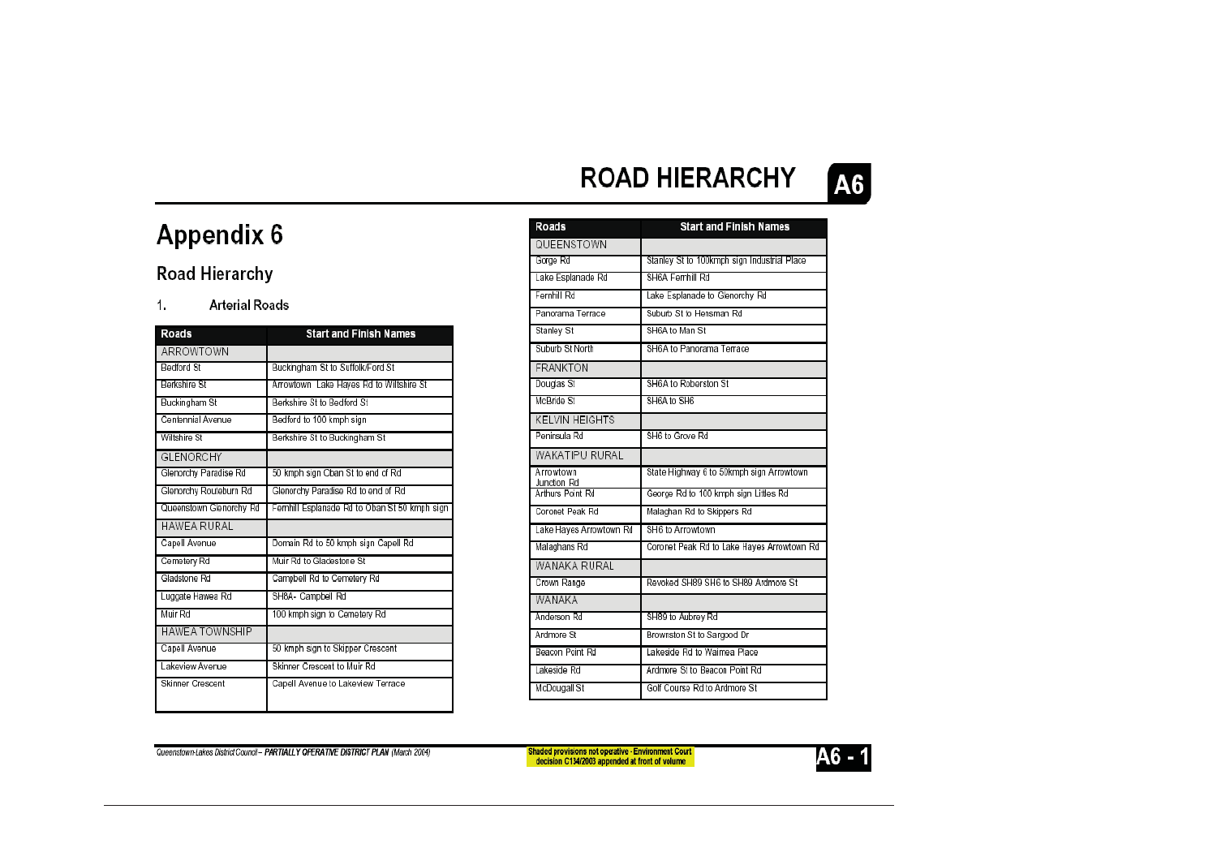# ROAD HIERARCHY

# Appendix 6

## Road Hierarchy

### 1. Arterial Roads

| Roads | Start and Finish Names |
|---|---|
| ARROWTOWN | |
| Bedford St | Buckingham St to Suffolk/Ford St |
| Berkshire St | Arrowtown Lake Hayes Rd to Wiltshire St |
| Buckingham St | Berkshire St to Bedford St |
| Centennial Avenue | Bedford to 100 kmph sign |
| Wiltshire St | Berkshire St to Buckingham St |
| GLENORCHY | |
| Glenorchy Paradise Rd | 50 kmph sign Oban St to end of Rd |
| Glenorchy Routeburn Rd | Glenorchy Paradise Rd to end of Rd |
| Queenstown Glenorchy Rd | Fernhill Esplanade Rd to Oban St 50 kmph sign |
| HAWEA RURAL | |
| Capell Avenue | Domain Rd to 50 kmph sign Capell Rd |
| Cemetery Rd | Muir Rd to Gladestone St |
| Gladstone Rd | Campbell Rd to Cemetery Rd |
| Luggate Hawea Rd | SH8A- Campbell Rd |
| Muir Rd | 100 kmph sign to Cemetery Rd |
| HAWEA TOWNSHIP | |
| Capell Avenue | 50 kmph sign to Skipper Crescent |
| Lakeview Avenue | Skinner Crescent to Muir Rd |
| Skinner Crescent | Capell Avenue to Lakeview Terrace |
| QUEENSTOWN | |
| Gorge Rd | Stanley St to 100kmph sign Industrial Place |
| Lake Esplanade Rd | SH6A Fernhill Rd |
| Fernhill Rd | Lake Esplanade to Glenorchy Rd |
| Panorama Terrace | Suburb St to Hensman Rd |
| Stanley St | SH6A to Man St |
| Suburb St North | SH6A to Panorama Terrace |
| FRANKTON | |
| Douglas St | SH6A to Roberston St |
| McBride St | SH6A to SH6 |
| KELVIN HEIGHTS | |
| Peninsula Rd | SH6 to Grove Rd |
| WAKATIPU RURAL | |
| Arrowtown Junction Rd | State Highway 6 to 50kmph sign Arrowtown |
| Arthurs Point Rd | George Rd to 100 kmph sign Littles Rd |
| Coronet Peak Rd | Malaghan Rd to Skippers Rd |
| Lake Hayes Arrowtown Rd | SH6 to Arrowtown |
| Malaghans Rd | Coronet Peak Rd to Lake Hayes Arrowtown Rd |
| WANAKA RURAL | |
| Crown Range | Revoked SH89 SH6 to SH89 Ardmore St |
| WANAKA | |
| Anderson Rd | SH89 to Aubrey Rd |
| Ardmore St | Brownston St to Sargood Dr |
| Beacon Point Rd | Lakeside Rd to Waimea Place |
| Lakeside Rd | Ardmore St to Beacon Point Rd |
| McDougall St | Golf Course Rd to Ardmore St |

Shaded provisions not operative - Environment Court decision C134/2003 appended at front of volume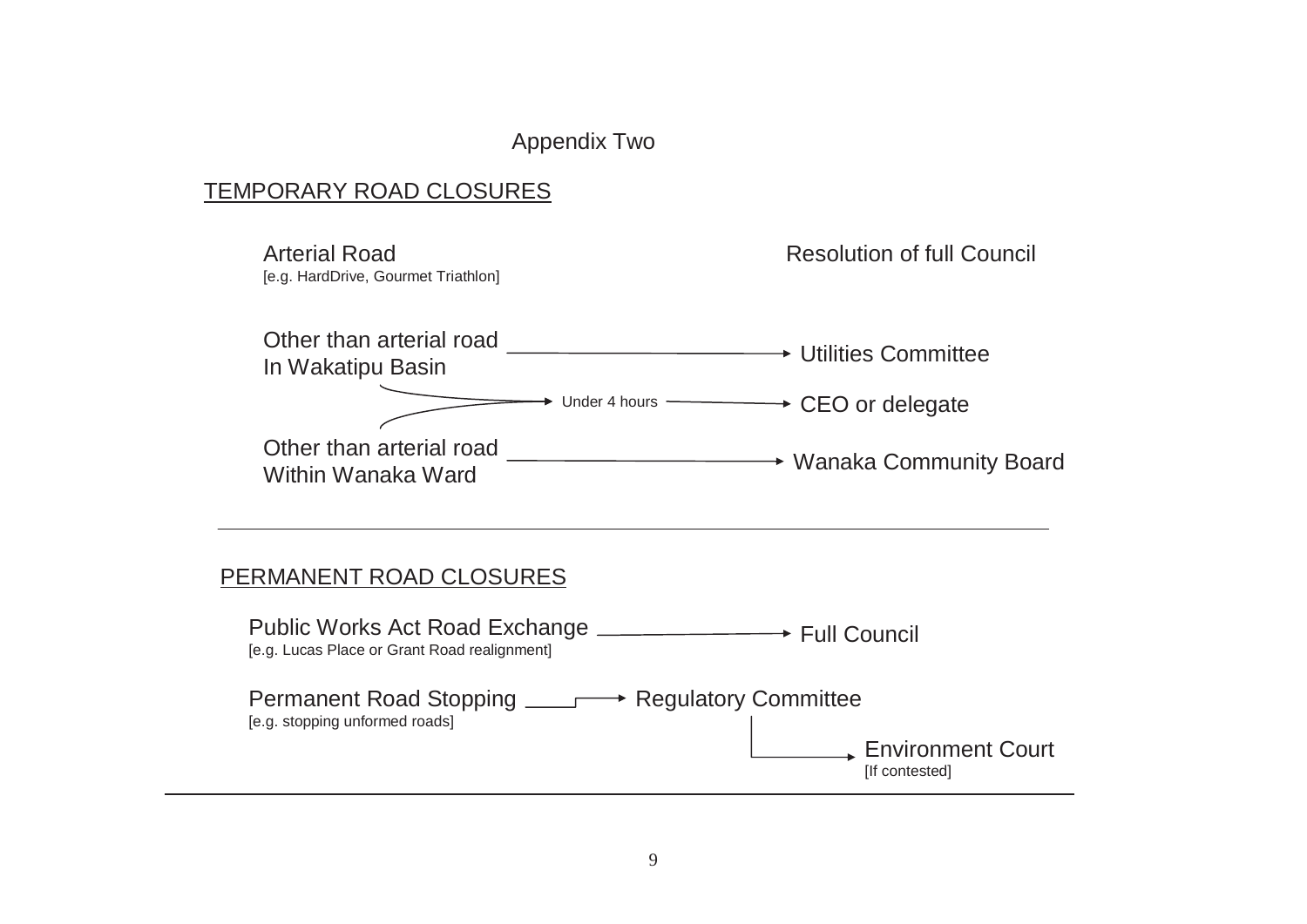Appendix Two

## TEMPORARY ROAD CLOSURES

Arterial Road
[e.g. HardDrive, Gourmet Triathlon] → Resolution of full Council

Other than arterial road In Wakatipu Basin → Utilities Committee

Under 4 hours → CEO or delegate

Other than arterial road Within Wanaka Ward → Wanaka Community Board

---

## PERMANENT ROAD CLOSURES

Public Works Act Road Exchange
[e.g. Lucas Place or Grant Road realignment] → Full Council

Permanent Road Stopping
[e.g. stopping unformed roads] → Regulatory Committee → Environment Court
[If contested]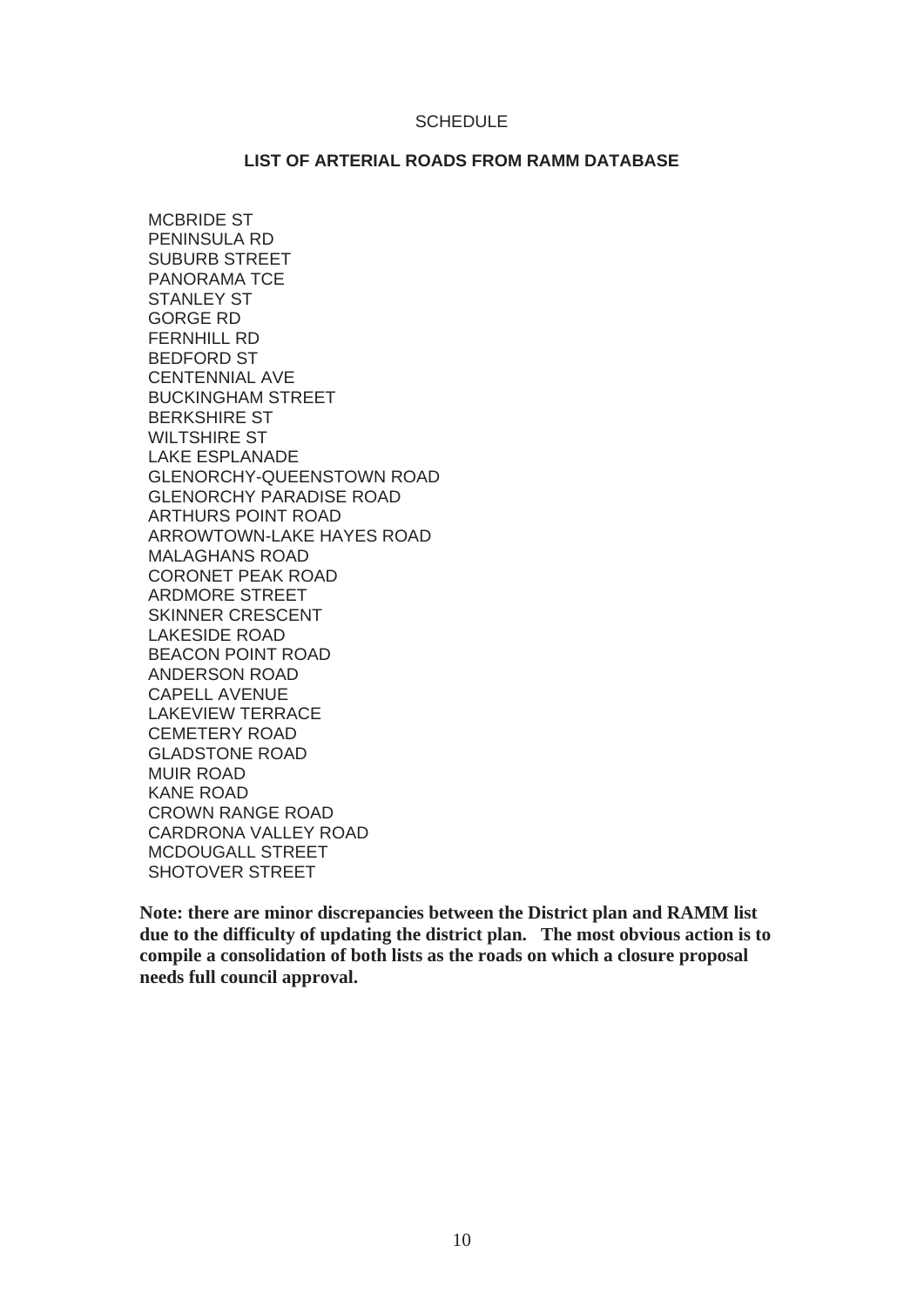SCHEDULE

**LIST OF ARTERIAL ROADS FROM RAMM DATABASE**

MCBRIDE ST
PENINSULA RD
SUBURB STREET
PANORAMA TCE
STANLEY ST
GORGE RD
FERNHILL RD
BEDFORD ST
CENTENNIAL AVE
BUCKINGHAM STREET
BERKSHIRE ST
WILTSHIRE ST
LAKE ESPLANADE
GLENORCHY-QUEENSTOWN ROAD
GLENORCHY PARADISE ROAD
ARTHURS POINT ROAD
ARROWTOWN-LAKE HAYES ROAD
MALAGHANS ROAD
CORONET PEAK ROAD
ARDMORE STREET
SKINNER CRESCENT
LAKESIDE ROAD
BEACON POINT ROAD
ANDERSON ROAD
CAPELL AVENUE
LAKEVIEW TERRACE
CEMETERY ROAD
GLADSTONE ROAD
MUIR ROAD
KANE ROAD
CROWN RANGE ROAD
CARDRONA VALLEY ROAD
MCDOUGALL STREET
SHOTOVER STREET

**Note: there are minor discrepancies between the District plan and RAMM list due to the difficulty of updating the district plan. The most obvious action is to compile a consolidation of both lists as the roads on which a closure proposal needs full council approval.**